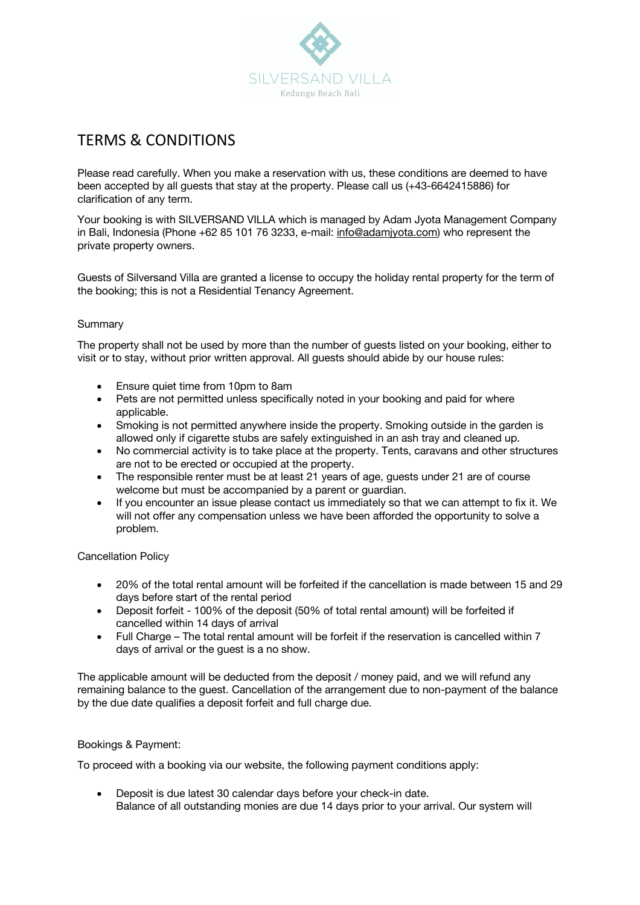SILVERSAND VILLA
Kedungu Beach Bali

# TERMS & CONDITIONS

Please read carefully. When you make a reservation with us, these conditions are deemed to have been accepted by all guests that stay at the property. Please call us (+43-6642415886) for clarification of any term.

Your booking is with SILVERSAND VILLA which is managed by Adam Jyota Management Company in Bali, Indonesia (Phone +62 85 101 76 3233, e-mail: info@adamjyota.com) who represent the private property owners.

Guests of Silversand Villa are granted a license to occupy the holiday rental property for the term of the booking; this is not a Residential Tenancy Agreement.

## Summary

The property shall not be used by more than the number of guests listed on your booking, either to visit or to stay, without prior written approval. All guests should abide by our house rules:

- Ensure quiet time from 10pm to 8am
- Pets are not permitted unless specifically noted in your booking and paid for where applicable.
- Smoking is not permitted anywhere inside the property. Smoking outside in the garden is allowed only if cigarette stubs are safely extinguished in an ash tray and cleaned up.
- No commercial activity is to take place at the property. Tents, caravans and other structures are not to be erected or occupied at the property.
- The responsible renter must be at least 21 years of age, guests under 21 are of course welcome but must be accompanied by a parent or guardian.
- If you encounter an issue please contact us immediately so that we can attempt to fix it. We will not offer any compensation unless we have been afforded the opportunity to solve a problem.

## Cancellation Policy

- 20% of the total rental amount will be forfeited if the cancellation is made between 15 and 29 days before start of the rental period
- Deposit forfeit - 100% of the deposit (50% of total rental amount) will be forfeited if cancelled within 14 days of arrival
- Full Charge – The total rental amount will be forfeit if the reservation is cancelled within 7 days of arrival or the guest is a no show.

The applicable amount will be deducted from the deposit / money paid, and we will refund any remaining balance to the guest. Cancellation of the arrangement due to non-payment of the balance by the due date qualifies a deposit forfeit and full charge due.

## Bookings & Payment:

To proceed with a booking via our website, the following payment conditions apply:

- Deposit is due latest 30 calendar days before your check-in date.
  Balance of all outstanding monies are due 14 days prior to your arrival. Our system will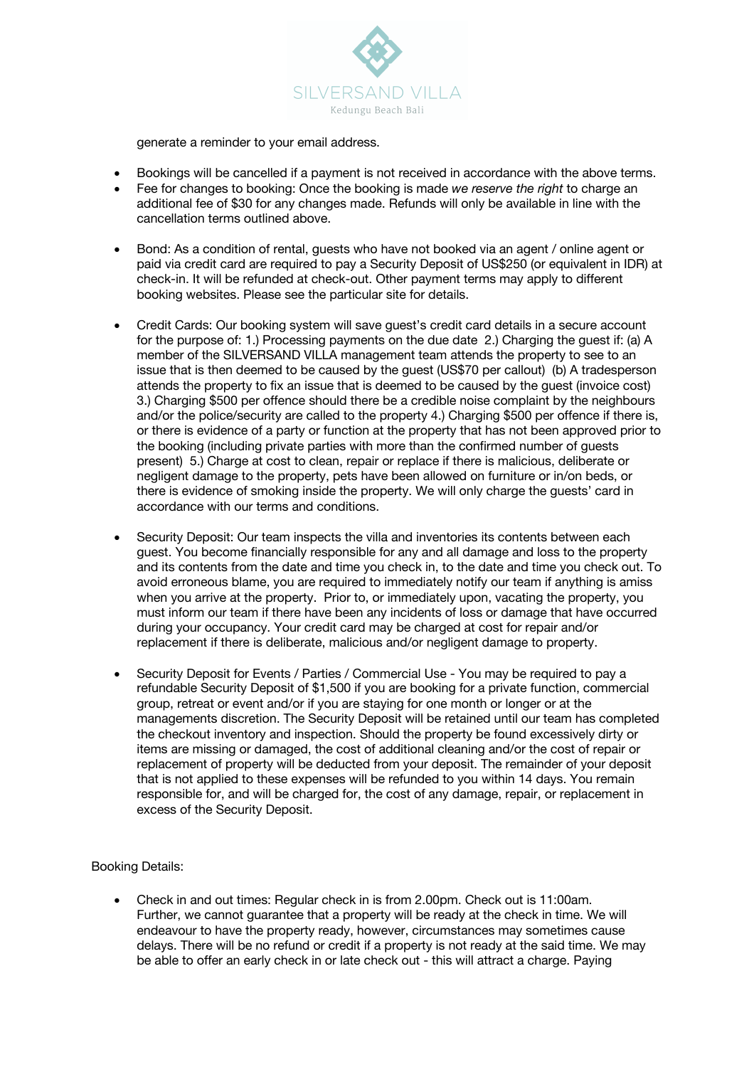generate a reminder to your email address.

- Bookings will be cancelled if a payment is not received in accordance with the above terms.
- Fee for changes to booking: Once the booking is made *we reserve the right* to charge an additional fee of $30 for any changes made. Refunds will only be available in line with the cancellation terms outlined above.

- Bond: As a condition of rental, guests who have not booked via an agent / online agent or paid via credit card are required to pay a Security Deposit of US$250 (or equivalent in IDR) at check-in. It will be refunded at check-out. Other payment terms may apply to different booking websites. Please see the particular site for details.

- Credit Cards: Our booking system will save guest's credit card details in a secure account for the purpose of: 1.) Processing payments on the due date 2.) Charging the guest if: (a) A member of the SILVERSAND VILLA management team attends the property to see to an issue that is then deemed to be caused by the guest (US$70 per callout) (b) A tradesperson attends the property to fix an issue that is deemed to be caused by the guest (invoice cost) 3.) Charging $500 per offence should there be a credible noise complaint by the neighbours and/or the police/security are called to the property 4.) Charging $500 per offence if there is, or there is evidence of a party or function at the property that has not been approved prior to the booking (including private parties with more than the confirmed number of guests present) 5.) Charge at cost to clean, repair or replace if there is malicious, deliberate or negligent damage to the property, pets have been allowed on furniture or in/on beds, or there is evidence of smoking inside the property. We will only charge the guests' card in accordance with our terms and conditions.

- Security Deposit: Our team inspects the villa and inventories its contents between each guest. You become financially responsible for any and all damage and loss to the property and its contents from the date and time you check in, to the date and time you check out. To avoid erroneous blame, you are required to immediately notify our team if anything is amiss when you arrive at the property. Prior to, or immediately upon, vacating the property, you must inform our team if there have been any incidents of loss or damage that have occurred during your occupancy. Your credit card may be charged at cost for repair and/or replacement if there is deliberate, malicious and/or negligent damage to property.

- Security Deposit for Events / Parties / Commercial Use - You may be required to pay a refundable Security Deposit of $1,500 if you are booking for a private function, commercial group, retreat or event and/or if you are staying for one month or longer or at the managements discretion. The Security Deposit will be retained until our team has completed the checkout inventory and inspection. Should the property be found excessively dirty or items are missing or damaged, the cost of additional cleaning and/or the cost of repair or replacement of property will be deducted from your deposit. The remainder of your deposit that is not applied to these expenses will be refunded to you within 14 days. You remain responsible for, and will be charged for, the cost of any damage, repair, or replacement in excess of the Security Deposit.

Booking Details:

- Check in and out times: Regular check in is from 2.00pm. Check out is 11:00am. Further, we cannot guarantee that a property will be ready at the check in time. We will endeavour to have the property ready, however, circumstances may sometimes cause delays. There will be no refund or credit if a property is not ready at the said time. We may be able to offer an early check in or late check out - this will attract a charge. Paying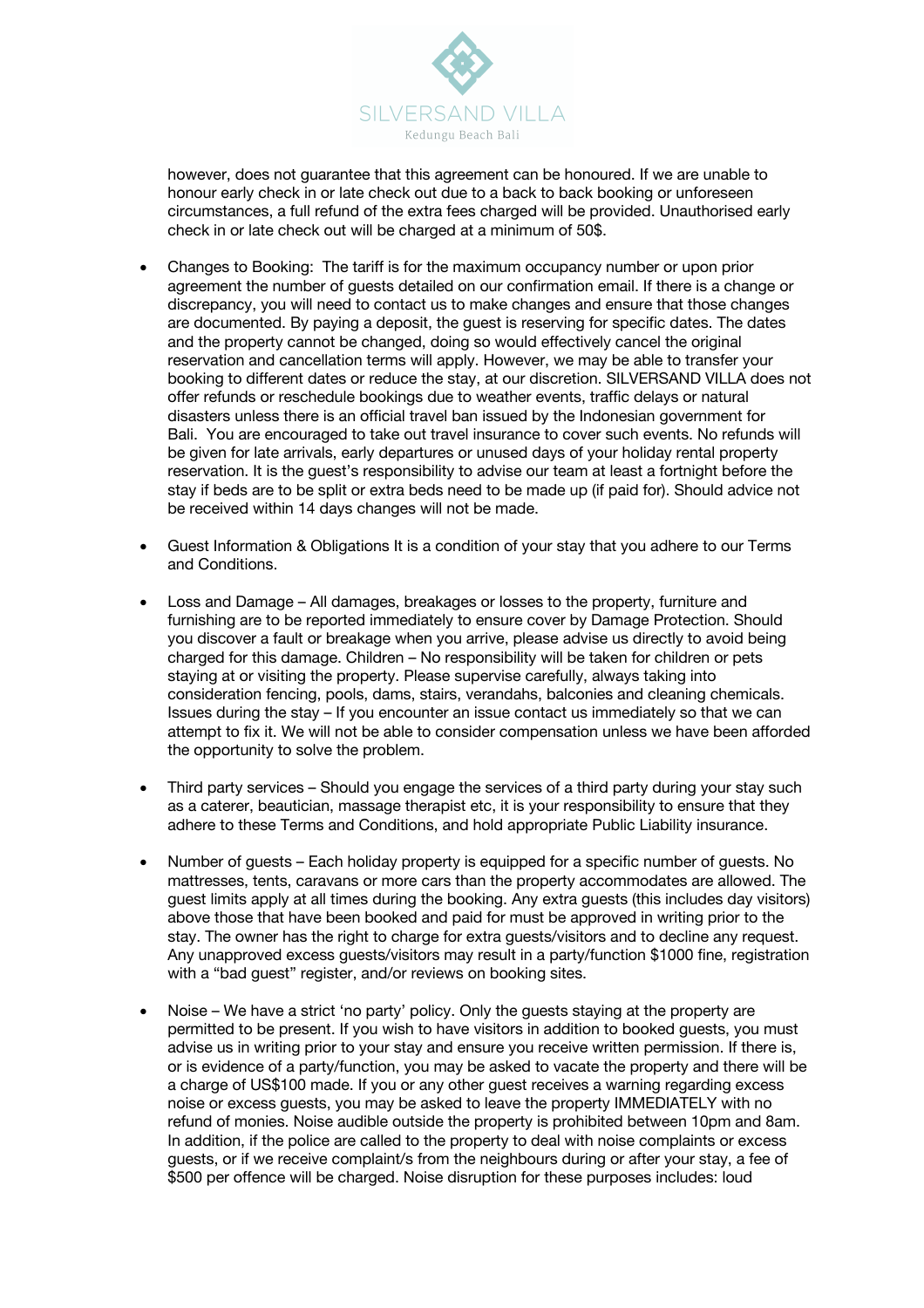however, does not guarantee that this agreement can be honoured. If we are unable to honour early check in or late check out due to a back to back booking or unforeseen circumstances, a full refund of the extra fees charged will be provided. Unauthorised early check in or late check out will be charged at a minimum of 50$.

- Changes to Booking: The tariff is for the maximum occupancy number or upon prior agreement the number of guests detailed on our confirmation email. If there is a change or discrepancy, you will need to contact us to make changes and ensure that those changes are documented. By paying a deposit, the guest is reserving for specific dates. The dates and the property cannot be changed, doing so would effectively cancel the original reservation and cancellation terms will apply. However, we may be able to transfer your booking to different dates or reduce the stay, at our discretion. SILVERSAND VILLA does not offer refunds or reschedule bookings due to weather events, traffic delays or natural disasters unless there is an official travel ban issued by the Indonesian government for Bali. You are encouraged to take out travel insurance to cover such events. No refunds will be given for late arrivals, early departures or unused days of your holiday rental property reservation. It is the guest's responsibility to advise our team at least a fortnight before the stay if beds are to be split or extra beds need to be made up (if paid for). Should advice not be received within 14 days changes will not be made.

- Guest Information & Obligations It is a condition of your stay that you adhere to our Terms and Conditions.

- Loss and Damage – All damages, breakages or losses to the property, furniture and furnishing are to be reported immediately to ensure cover by Damage Protection. Should you discover a fault or breakage when you arrive, please advise us directly to avoid being charged for this damage. Children – No responsibility will be taken for children or pets staying at or visiting the property. Please supervise carefully, always taking into consideration fencing, pools, dams, stairs, verandahs, balconies and cleaning chemicals. Issues during the stay – If you encounter an issue contact us immediately so that we can attempt to fix it. We will not be able to consider compensation unless we have been afforded the opportunity to solve the problem.

- Third party services – Should you engage the services of a third party during your stay such as a caterer, beautician, massage therapist etc, it is your responsibility to ensure that they adhere to these Terms and Conditions, and hold appropriate Public Liability insurance.

- Number of guests – Each holiday property is equipped for a specific number of guests. No mattresses, tents, caravans or more cars than the property accommodates are allowed. The guest limits apply at all times during the booking. Any extra guests (this includes day visitors) above those that have been booked and paid for must be approved in writing prior to the stay. The owner has the right to charge for extra guests/visitors and to decline any request. Any unapproved excess guests/visitors may result in a party/function $1000 fine, registration with a "bad guest" register, and/or reviews on booking sites.

- Noise – We have a strict 'no party' policy. Only the guests staying at the property are permitted to be present. If you wish to have visitors in addition to booked guests, you must advise us in writing prior to your stay and ensure you receive written permission. If there is, or is evidence of a party/function, you may be asked to vacate the property and there will be a charge of US$100 made. If you or any other guest receives a warning regarding excess noise or excess guests, you may be asked to leave the property IMMEDIATELY with no refund of monies. Noise audible outside the property is prohibited between 10pm and 8am. In addition, if the police are called to the property to deal with noise complaints or excess guests, or if we receive complaint/s from the neighbours during or after your stay, a fee of $500 per offence will be charged. Noise disruption for these purposes includes: loud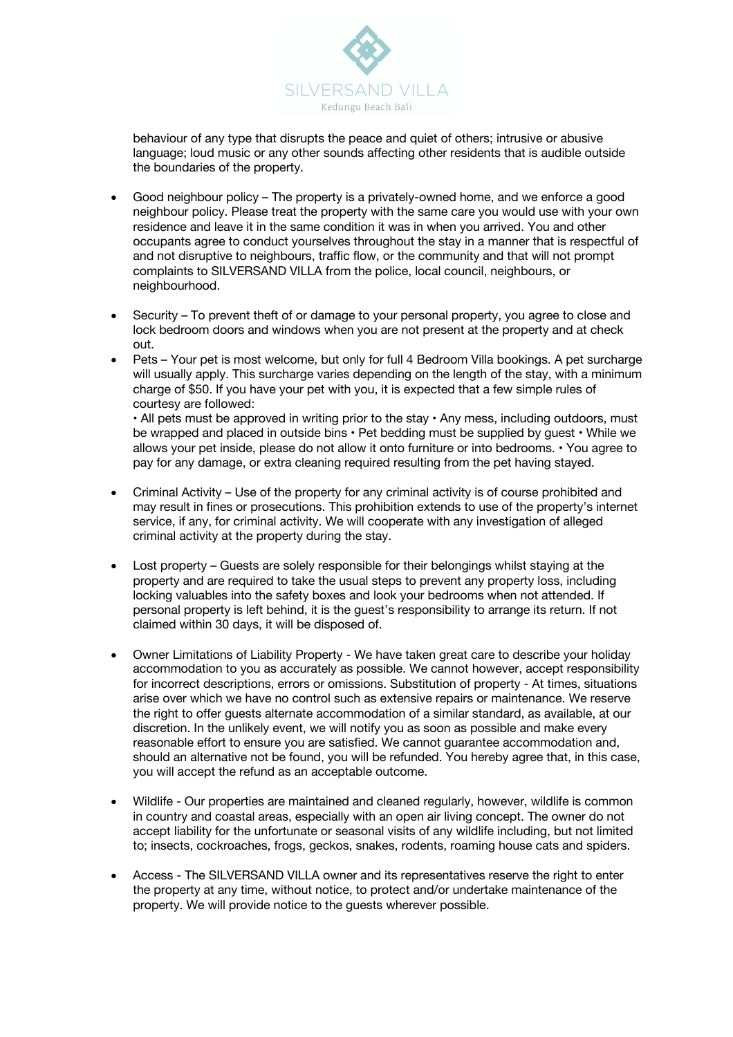behaviour of any type that disrupts the peace and quiet of others; intrusive or abusive language; loud music or any other sounds affecting other residents that is audible outside the boundaries of the property.

- Good neighbour policy – The property is a privately-owned home, and we enforce a good neighbour policy. Please treat the property with the same care you would use with your own residence and leave it in the same condition it was in when you arrived. You and other occupants agree to conduct yourselves throughout the stay in a manner that is respectful of and not disruptive to neighbours, traffic flow, or the community and that will not prompt complaints to SILVERSAND VILLA from the police, local council, neighbours, or neighbourhood.

- Security – To prevent theft of or damage to your personal property, you agree to close and lock bedroom doors and windows when you are not present at the property and at check out.
- Pets – Your pet is most welcome, but only for full 4 Bedroom Villa bookings. A pet surcharge will usually apply. This surcharge varies depending on the length of the stay, with a minimum charge of $50. If you have your pet with you, it is expected that a few simple rules of courtesy are followed:
  • All pets must be approved in writing prior to the stay • Any mess, including outdoors, must be wrapped and placed in outside bins • Pet bedding must be supplied by guest • While we allows your pet inside, please do not allow it onto furniture or into bedrooms. • You agree to pay for any damage, or extra cleaning required resulting from the pet having stayed.

- Criminal Activity – Use of the property for any criminal activity is of course prohibited and may result in fines or prosecutions. This prohibition extends to use of the property's internet service, if any, for criminal activity. We will cooperate with any investigation of alleged criminal activity at the property during the stay.

- Lost property – Guests are solely responsible for their belongings whilst staying at the property and are required to take the usual steps to prevent any property loss, including locking valuables into the safety boxes and look your bedrooms when not attended. If personal property is left behind, it is the guest's responsibility to arrange its return. If not claimed within 30 days, it will be disposed of.

- Owner Limitations of Liability Property - We have taken great care to describe your holiday accommodation to you as accurately as possible. We cannot however, accept responsibility for incorrect descriptions, errors or omissions. Substitution of property - At times, situations arise over which we have no control such as extensive repairs or maintenance. We reserve the right to offer guests alternate accommodation of a similar standard, as available, at our discretion. In the unlikely event, we will notify you as soon as possible and make every reasonable effort to ensure you are satisfied. We cannot guarantee accommodation and, should an alternative not be found, you will be refunded. You hereby agree that, in this case, you will accept the refund as an acceptable outcome.

- Wildlife - Our properties are maintained and cleaned regularly, however, wildlife is common in country and coastal areas, especially with an open air living concept. The owner do not accept liability for the unfortunate or seasonal visits of any wildlife including, but not limited to; insects, cockroaches, frogs, geckos, snakes, rodents, roaming house cats and spiders.

- Access - The SILVERSAND VILLA owner and its representatives reserve the right to enter the property at any time, without notice, to protect and/or undertake maintenance of the property. We will provide notice to the guests wherever possible.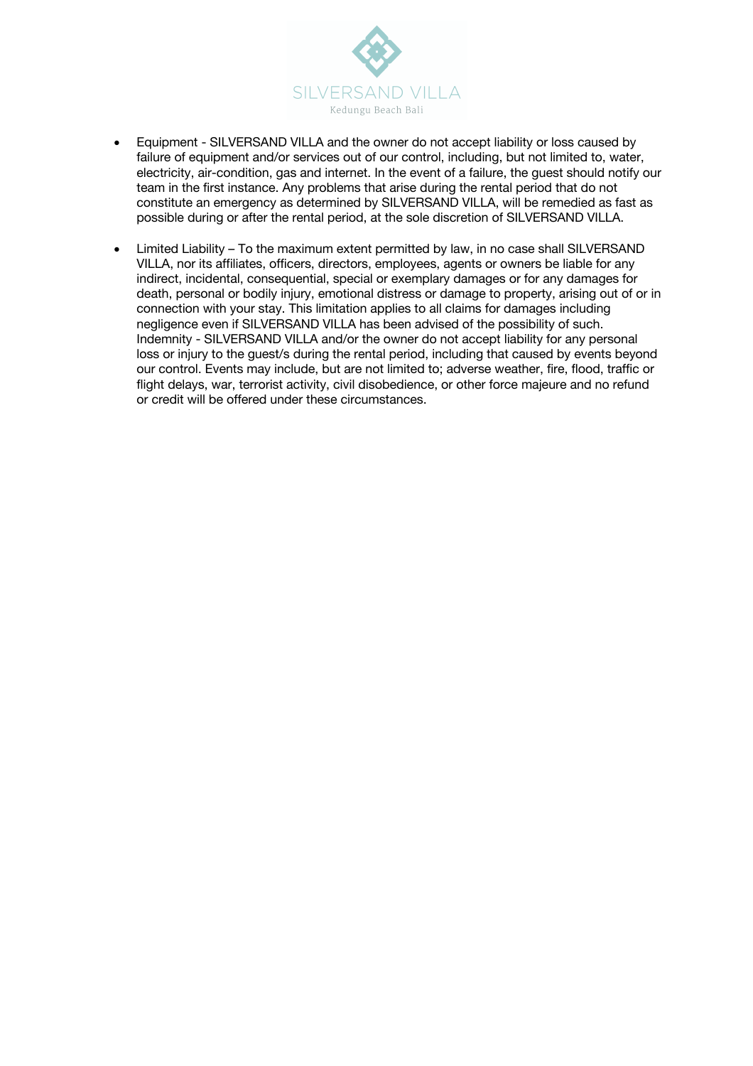- Equipment - SILVERSAND VILLA and the owner do not accept liability or loss caused by failure of equipment and/or services out of our control, including, but not limited to, water, electricity, air-condition, gas and internet. In the event of a failure, the guest should notify our team in the first instance. Any problems that arise during the rental period that do not constitute an emergency as determined by SILVERSAND VILLA, will be remedied as fast as possible during or after the rental period, at the sole discretion of SILVERSAND VILLA.

- Limited Liability – To the maximum extent permitted by law, in no case shall SILVERSAND VILLA, nor its affiliates, officers, directors, employees, agents or owners be liable for any indirect, incidental, consequential, special or exemplary damages or for any damages for death, personal or bodily injury, emotional distress or damage to property, arising out of or in connection with your stay. This limitation applies to all claims for damages including negligence even if SILVERSAND VILLA has been advised of the possibility of such. Indemnity - SILVERSAND VILLA and/or the owner do not accept liability for any personal loss or injury to the guest/s during the rental period, including that caused by events beyond our control. Events may include, but are not limited to; adverse weather, fire, flood, traffic or flight delays, war, terrorist activity, civil disobedience, or other force majeure and no refund or credit will be offered under these circumstances.